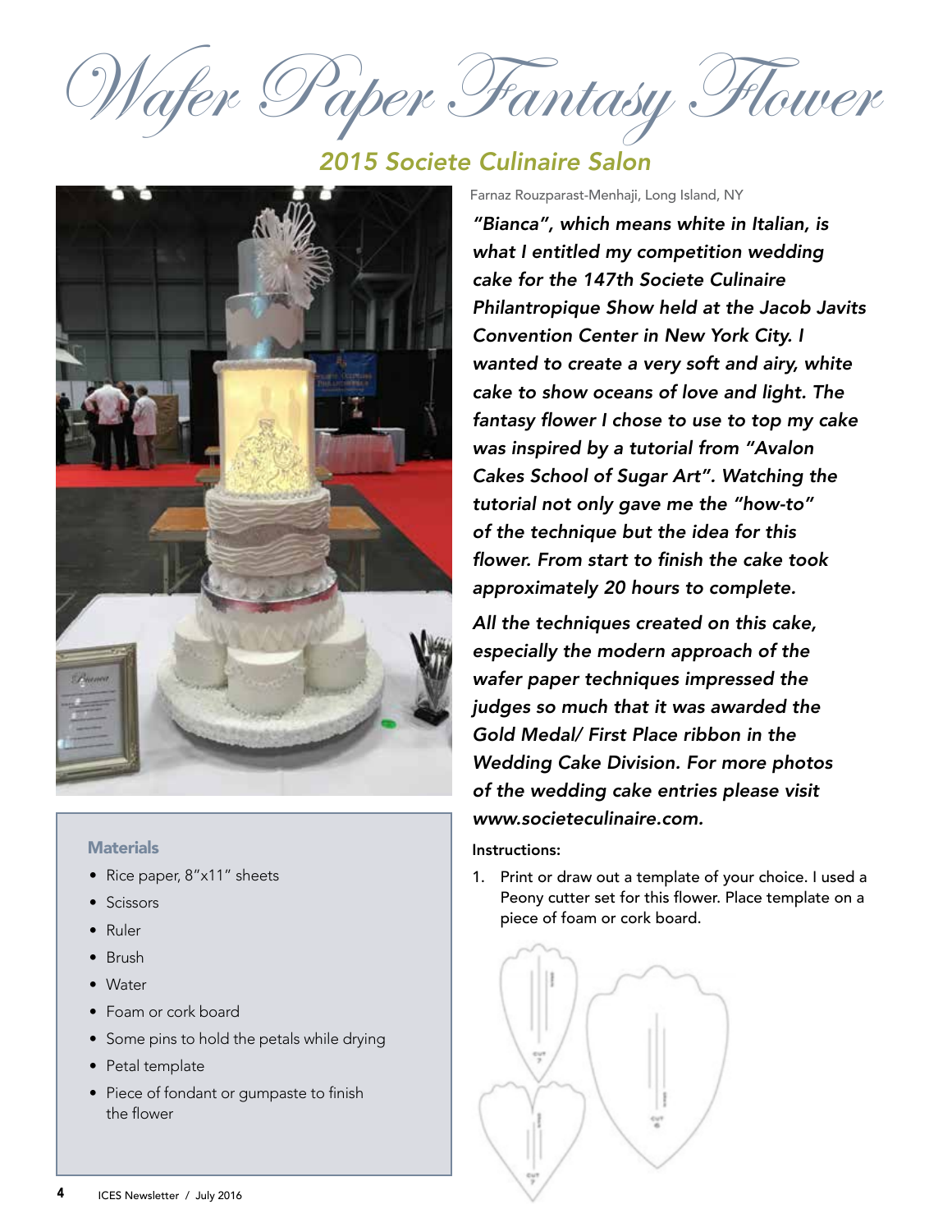# Wafer Paper Fantasy Flower

## 2015 Societe Culinaire Salon

Farnaz Rouzparast-Menhaji, Long Island, NY

***"Bianca", which means white in Italian, is what I entitled my competition wedding cake for the 147th Societe Culinaire Philantropique Show held at the Jacob Javits Convention Center in New York City. I wanted to create a very soft and airy, white cake to show oceans of love and light. The fantasy flower I chose to use to top my cake was inspired by a tutorial from "Avalon Cakes School of Sugar Art". Watching the tutorial not only gave me the "how-to" of the technique but the idea for this flower. From start to finish the cake took approximately 20 hours to complete.***

***All the techniques created on this cake, especially the modern approach of the wafer paper techniques impressed the judges so much that it was awarded the Gold Medal/ First Place ribbon in the Wedding Cake Division. For more photos of the wedding cake entries please visit www.societeculinaire.com.***

### Materials

- Rice paper, 8"x11" sheets
- Scissors
- Ruler
- Brush
- Water
- Foam or cork board
- Some pins to hold the petals while drying
- Petal template
- Piece of fondant or gumpaste to finish the flower

**Instructions:**

1. Print or draw out a template of your choice. I used a Peony cutter set for this flower. Place template on a piece of foam or cork board.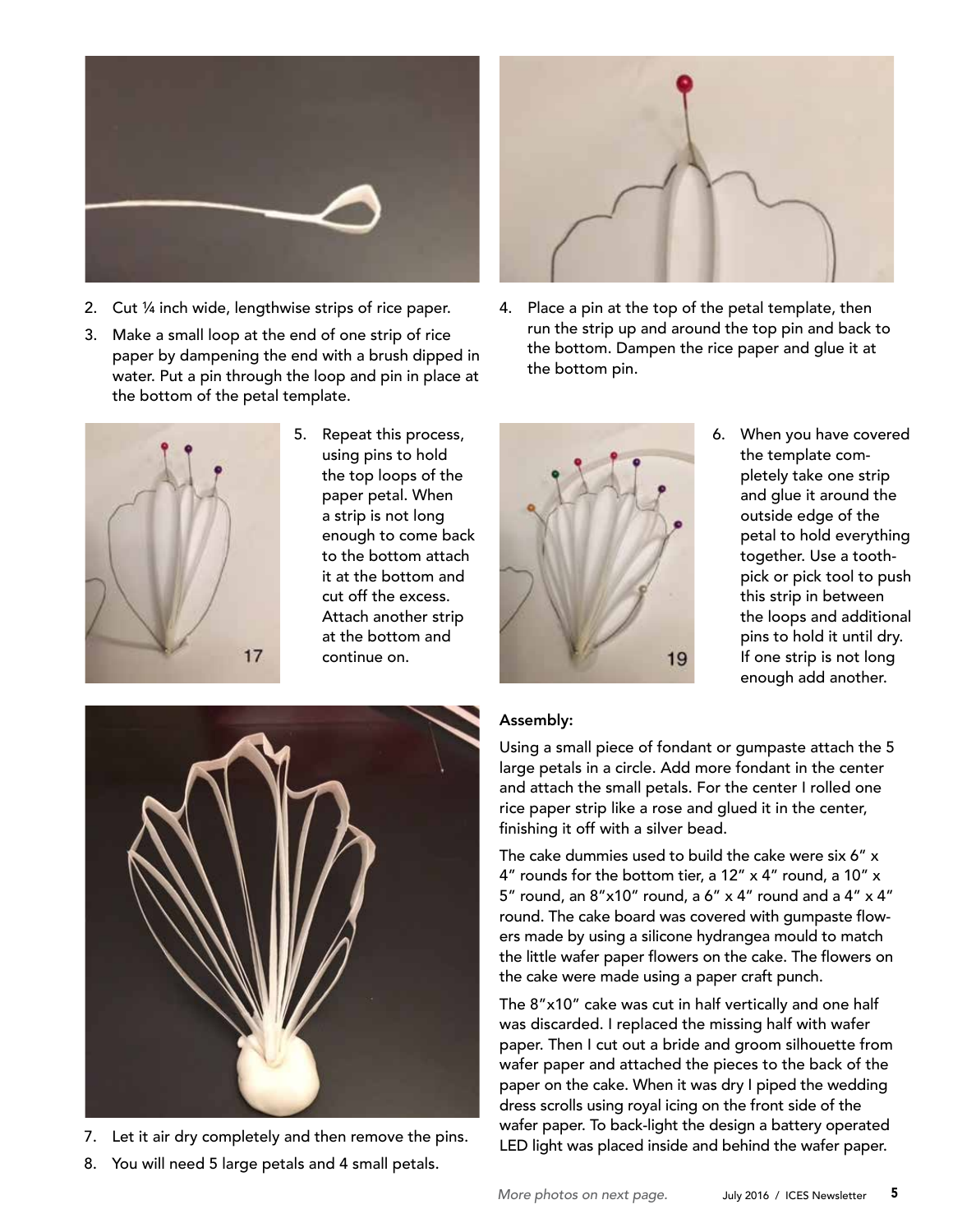2. Cut ¼ inch wide, lengthwise strips of rice paper.
3. Make a small loop at the end of one strip of rice paper by dampening the end with a brush dipped in water. Put a pin through the loop and pin in place at the bottom of the petal template.
4. Place a pin at the top of the petal template, then run the strip up and around the top pin and back to the bottom. Dampen the rice paper and glue it at the bottom pin.
5. Repeat this process, using pins to hold the top loops of the paper petal. When a strip is not long enough to come back to the bottom attach it at the bottom and cut off the excess. Attach another strip at the bottom and continue on.

17

6. When you have covered the template completely take one strip and glue it around the outside edge of the petal to hold everything together. Use a toothpick or pick tool to push this strip in between the loops and additional pins to hold it until dry. If one strip is not long enough add another.

19

7. Let it air dry completely and then remove the pins.
8. You will need 5 large petals and 4 small petals.

**Assembly:**

Using a small piece of fondant or gumpaste attach the 5 large petals in a circle. Add more fondant in the center and attach the small petals. For the center I rolled one rice paper strip like a rose and glued it in the center, finishing it off with a silver bead.

The cake dummies used to build the cake were six 6" x 4" rounds for the bottom tier, a 12" x 4" round, a 10" x 5" round, an 8"x10" round, a 6" x 4" round and a 4" x 4" round. The cake board was covered with gumpaste flowers made by using a silicone hydrangea mould to match the little wafer paper flowers on the cake. The flowers on the cake were made using a paper craft punch.

The 8"x10" cake was cut in half vertically and one half was discarded. I replaced the missing half with wafer paper. Then I cut out a bride and groom silhouette from wafer paper and attached the pieces to the back of the paper on the cake. When it was dry I piped the wedding dress scrolls using royal icing on the front side of the wafer paper. To back-light the design a battery operated LED light was placed inside and behind the wafer paper.

*More photos on next page.*